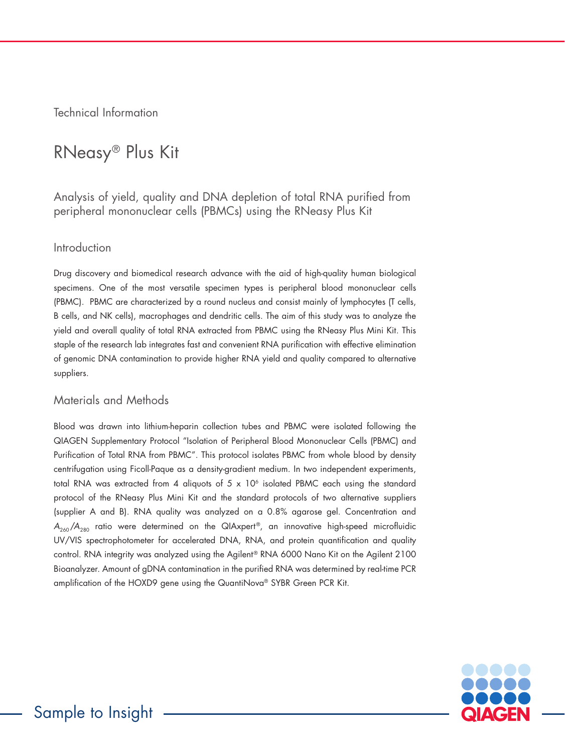Technical Information

# RNeasy® Plus Kit

## Analysis of yield, quality and DNA depletion of total RNA purified from peripheral mononuclear cells (PBMCs) using the RNeasy Plus Kit

### Introduction

Drug discovery and biomedical research advance with the aid of high-quality human biological specimens. One of the most versatile specimen types is peripheral blood mononuclear cells (PBMC). PBMC are characterized by a round nucleus and consist mainly of lymphocytes (T cells, B cells, and NK cells), macrophages and dendritic cells. The aim of this study was to analyze the yield and overall quality of total RNA extracted from PBMC using the RNeasy Plus Mini Kit. This staple of the research lab integrates fast and convenient RNA purification with effective elimination of genomic DNA contamination to provide higher RNA yield and quality compared to alternative suppliers.

### Materials and Methods

Blood was drawn into lithium-heparin collection tubes and PBMC were isolated following the QIAGEN Supplementary Protocol "Isolation of Peripheral Blood Mononuclear Cells (PBMC) and Purification of Total RNA from PBMC". This protocol isolates PBMC from whole blood by density centrifugation using Ficoll-Paque as a density-gradient medium. In two independent experiments, total RNA was extracted from 4 aliquots of $5 \times 10^6$ isolated PBMC each using the standard protocol of the RNeasy Plus Mini Kit and the standard protocols of two alternative suppliers (supplier A and B). RNA quality was analyzed on a 0.8% agarose gel. Concentration and $A_{260}/A_{280}$ ratio were determined on the QIAxpert®, an innovative high-speed microfluidic UV/VIS spectrophotometer for accelerated DNA, RNA, and protein quantification and quality control. RNA integrity was analyzed using the Agilent® RNA 6000 Nano Kit on the Agilent 2100 Bioanalyzer. Amount of gDNA contamination in the purified RNA was determined by real-time PCR amplification of the HOXD9 gene using the QuantiNova® SYBR Green PCR Kit.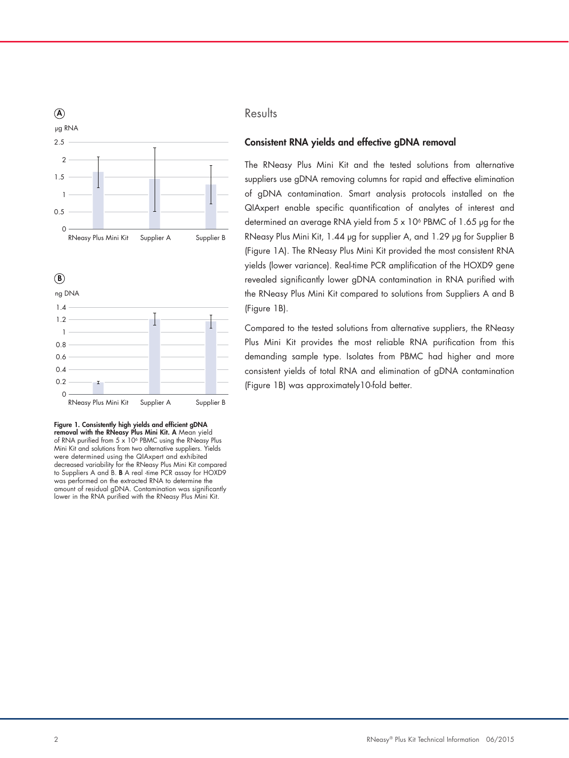## Results

### Consistent RNA yields and effective gDNA removal

The RNeasy Plus Mini Kit and the tested solutions from alternative suppliers use gDNA removing columns for rapid and effective elimination of gDNA contamination. Smart analysis protocols installed on the QIAxpert enable specific quantification of analytes of interest and determined an average RNA yield from 5 x $10^6$ PBMC of 1.65 µg for the RNeasy Plus Mini Kit, 1.44 µg for supplier A, and 1.29 µg for Supplier B (Figure 1A). The RNeasy Plus Mini Kit provided the most consistent RNA yields (lower variance). Real-time PCR amplification of the HOXD9 gene revealed significantly lower gDNA contamination in RNA purified with the RNeasy Plus Mini Kit compared to solutions from Suppliers A and B (Figure 1B).

Compared to the tested solutions from alternative suppliers, the RNeasy Plus Mini Kit provides the most reliable RNA purification from this demanding sample type. Isolates from PBMC had higher and more consistent yields of total RNA and elimination of gDNA contamination (Figure 1B) was approximately10-fold better.

**Figure 1. Consistently high yields and efficient gDNA removal with the RNeasy Plus Mini Kit. A** Mean yield of RNA purified from 5 x $10^6$ PBMC using the RNeasy Plus Mini Kit and solutions from two alternative suppliers. Yields were determined using the QIAxpert and exhibited decreased variability for the RNeasy Plus Mini Kit compared to Suppliers A and B. **B** A real -time PCR assay for HOXD9 was performed on the extracted RNA to determine the amount of residual gDNA. Contamination was significantly lower in the RNA purified with the RNeasy Plus Mini Kit.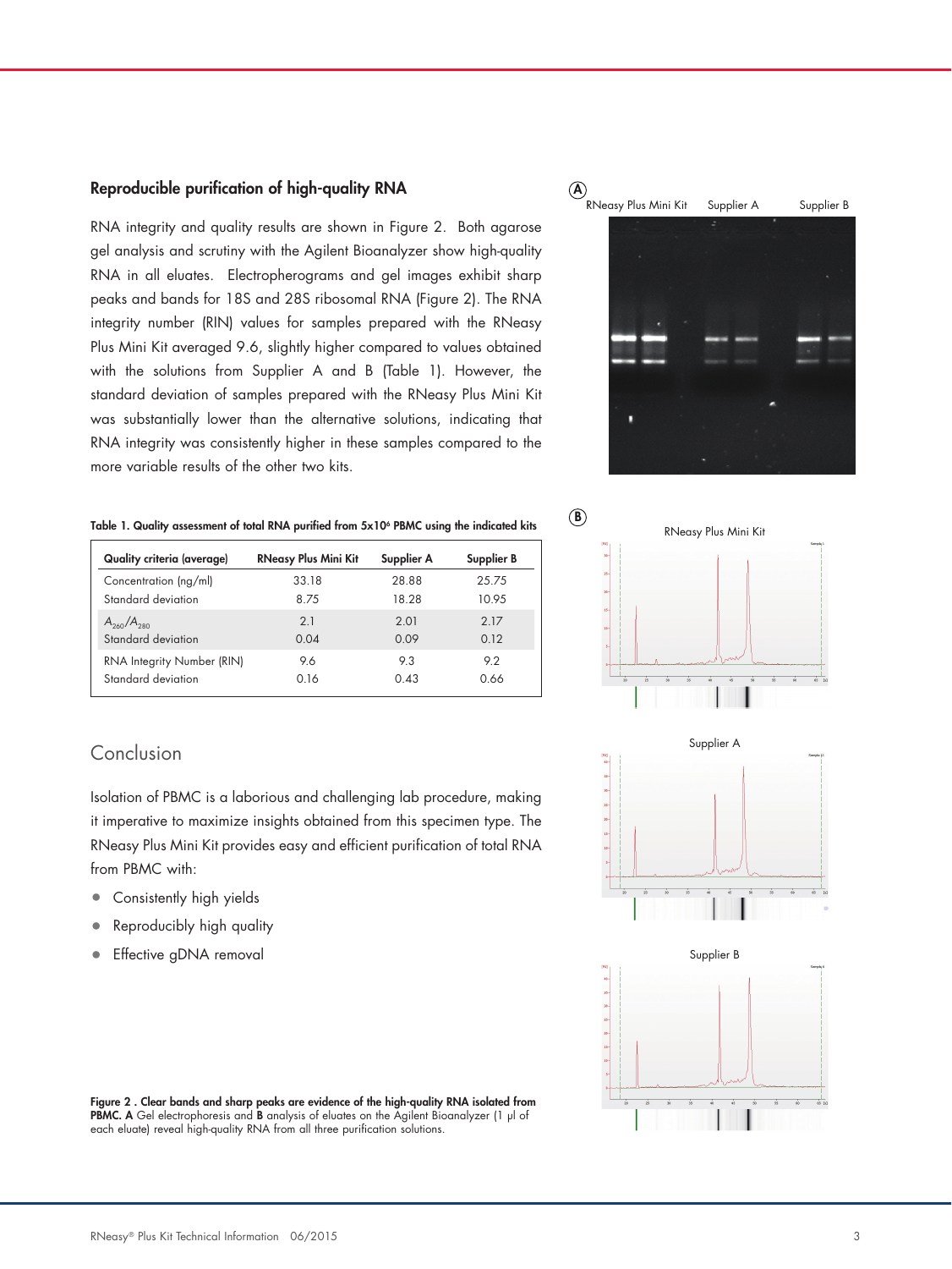## Reproducible purification of high-quality RNA

RNA integrity and quality results are shown in Figure 2. Both agarose gel analysis and scrutiny with the Agilent Bioanalyzer show high-quality RNA in all eluates. Electropherograms and gel images exhibit sharp peaks and bands for 18S and 28S ribosomal RNA (Figure 2). The RNA integrity number (RIN) values for samples prepared with the RNeasy Plus Mini Kit averaged 9.6, slightly higher compared to values obtained with the solutions from Supplier A and B (Table 1). However, the standard deviation of samples prepared with the RNeasy Plus Mini Kit was substantially lower than the alternative solutions, indicating that RNA integrity was consistently higher in these samples compared to the more variable results of the other two kits.

**Table 1. Quality assessment of total RNA purified from 5x10[6] PBMC using the indicated kits**

| Quality criteria (average) | RNeasy Plus Mini Kit | Supplier A | Supplier B |
|---|---|---|---|
| Concentration (ng/ml) | 33.18 | 28.88 | 25.75 |
| Standard deviation | 8.75 | 18.28 | 10.95 |
| $A_{260}/A_{280}$ | 2.1 | 2.01 | 2.17 |
| Standard deviation | 0.04 | 0.09 | 0.12 |
| RNA Integrity Number (RIN) | 9.6 | 9.3 | 9.2 |
| Standard deviation | 0.16 | 0.43 | 0.66 |

## Conclusion

Isolation of PBMC is a laborious and challenging lab procedure, making it imperative to maximize insights obtained from this specimen type. The RNeasy Plus Mini Kit provides easy and efficient purification of total RNA from PBMC with:

- Consistently high yields
- Reproducibly high quality
- Effective gDNA removal

**Figure 2 . Clear bands and sharp peaks are evidence of the high-quality RNA isolated from PBMC. A** Gel electrophoresis and **B** analysis of eluates on the Agilent Bioanalyzer (1 µl of each eluate) reveal high-quality RNA from all three purification solutions.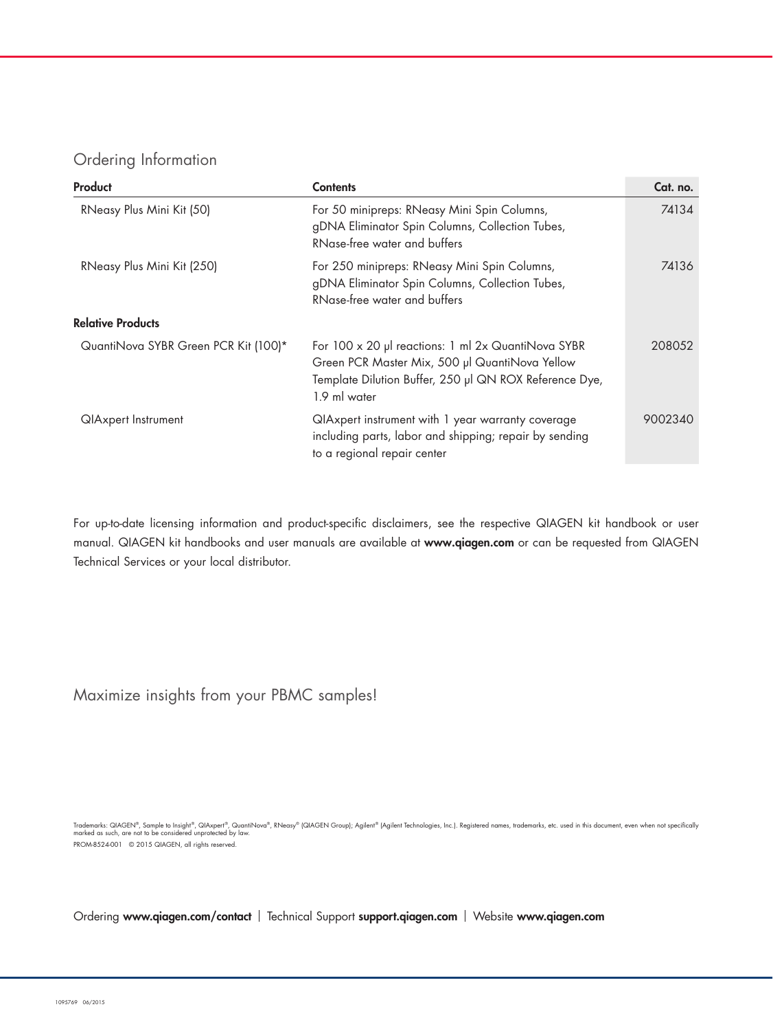## Ordering Information

| Product | Contents | Cat. no. |
| --- | --- | --- |
| RNeasy Plus Mini Kit (50) | For 50 minipreps: RNeasy Mini Spin Columns, gDNA Eliminator Spin Columns, Collection Tubes, RNase-free water and buffers | 74134 |
| RNeasy Plus Mini Kit (250) | For 250 minipreps: RNeasy Mini Spin Columns, gDNA Eliminator Spin Columns, Collection Tubes, RNase-free water and buffers | 74136 |
| **Relative Products** | | |
| QuantiNova SYBR Green PCR Kit (100)* | For 100 x 20 µl reactions: 1 ml 2x QuantiNova SYBR Green PCR Master Mix, 500 µl QuantiNova Yellow Template Dilution Buffer, 250 µl QN ROX Reference Dye, 1.9 ml water | 208052 |
| QIAxpert Instrument | QIAxpert instrument with 1 year warranty coverage including parts, labor and shipping; repair by sending to a regional repair center | 9002340 |

For up-to-date licensing information and product-specific disclaimers, see the respective QIAGEN kit handbook or user manual. QIAGEN kit handbooks and user manuals are available at **www.qiagen.com** or can be requested from QIAGEN Technical Services or your local distributor.

## Maximize insights from your PBMC samples!

Trademarks: QIAGEN®, Sample to Insight®, QIAxpert®, QuantiNova®, RNeasy® (QIAGEN Group); Agilent® (Agilent Technologies, Inc.). Registered names, trademarks, etc. used in this document, even when not specifically marked as such, are not to be considered unprotected by law.

PROM-8524-001 © 2015 QIAGEN, all rights reserved.

Ordering **www.qiagen.com/contact** | Technical Support **support.qiagen.com** | Website **www.qiagen.com**

1095769 06/2015